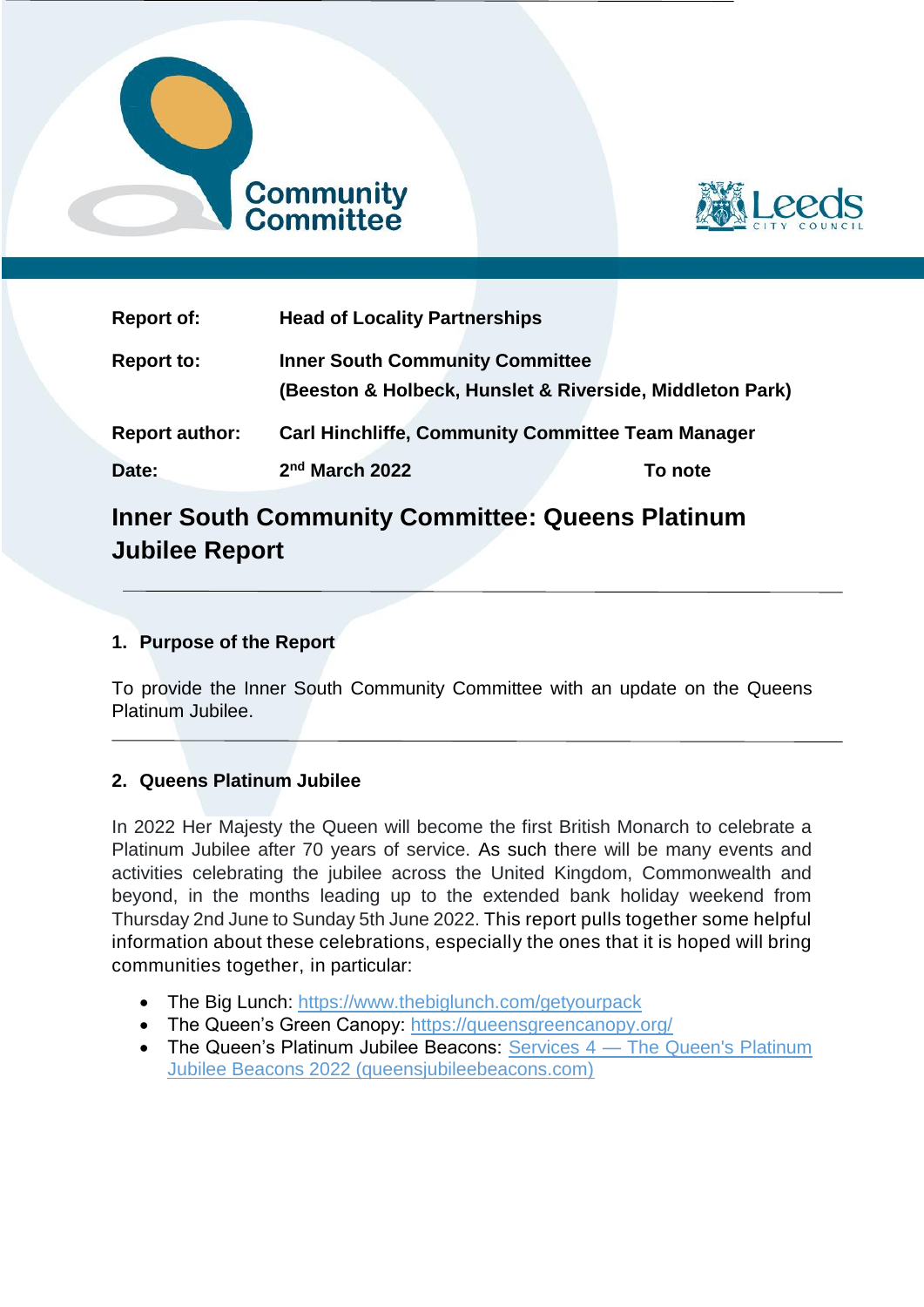| Report of: | Head of Locality Partnerships | |
|---|---|---|
| Report to: | Inner South Community Committee (Beeston & Holbeck, Hunslet & Riverside, Middleton Park) | |
| Report author: | Carl Hinchliffe, Community Committee Team Manager | |
| Date: | 2nd March 2022 | To note |

# Inner South Community Committee: Queens Platinum Jubilee Report

## 1. Purpose of the Report

To provide the Inner South Community Committee with an update on the Queens Platinum Jubilee.

## 2. Queens Platinum Jubilee

In 2022 Her Majesty the Queen will become the first British Monarch to celebrate a Platinum Jubilee after 70 years of service. As such there will be many events and activities celebrating the jubilee across the United Kingdom, Commonwealth and beyond, in the months leading up to the extended bank holiday weekend from Thursday 2nd June to Sunday 5th June 2022. This report pulls together some helpful information about these celebrations, especially the ones that it is hoped will bring communities together, in particular:

- The Big Lunch: https://www.thebiglunch.com/getyourpack
- The Queen's Green Canopy: https://queensgreencanopy.org/
- The Queen's Platinum Jubilee Beacons: Services 4 — The Queen's Platinum Jubilee Beacons 2022 (queensjubileebeacons.com)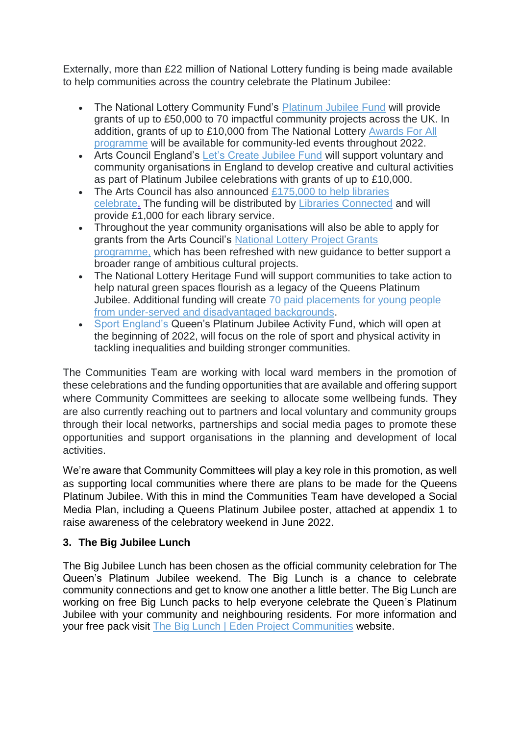Externally, more than £22 million of National Lottery funding is being made available to help communities across the country celebrate the Platinum Jubilee:

- The National Lottery Community Fund's Platinum Jubilee Fund will provide grants of up to £50,000 to 70 impactful community projects across the UK. In addition, grants of up to £10,000 from The National Lottery Awards For All programme will be available for community-led events throughout 2022.
- Arts Council England's Let's Create Jubilee Fund will support voluntary and community organisations in England to develop creative and cultural activities as part of Platinum Jubilee celebrations with grants of up to £10,000.
- The Arts Council has also announced £175,000 to help libraries celebrate. The funding will be distributed by Libraries Connected and will provide £1,000 for each library service.
- Throughout the year community organisations will also be able to apply for grants from the Arts Council's National Lottery Project Grants programme, which has been refreshed with new guidance to better support a broader range of ambitious cultural projects.
- The National Lottery Heritage Fund will support communities to take action to help natural green spaces flourish as a legacy of the Queens Platinum Jubilee. Additional funding will create 70 paid placements for young people from under-served and disadvantaged backgrounds.
- Sport England's Queen's Platinum Jubilee Activity Fund, which will open at the beginning of 2022, will focus on the role of sport and physical activity in tackling inequalities and building stronger communities.

The Communities Team are working with local ward members in the promotion of these celebrations and the funding opportunities that are available and offering support where Community Committees are seeking to allocate some wellbeing funds. They are also currently reaching out to partners and local voluntary and community groups through their local networks, partnerships and social media pages to promote these opportunities and support organisations in the planning and development of local activities.

We're aware that Community Committees will play a key role in this promotion, as well as supporting local communities where there are plans to be made for the Queens Platinum Jubilee. With this in mind the Communities Team have developed a Social Media Plan, including a Queens Platinum Jubilee poster, attached at appendix 1 to raise awareness of the celebratory weekend in June 2022.

### 3. The Big Jubilee Lunch

The Big Jubilee Lunch has been chosen as the official community celebration for The Queen's Platinum Jubilee weekend. The Big Lunch is a chance to celebrate community connections and get to know one another a little better. The Big Lunch are working on free Big Lunch packs to help everyone celebrate the Queen's Platinum Jubilee with your community and neighbouring residents. For more information and your free pack visit The Big Lunch | Eden Project Communities website.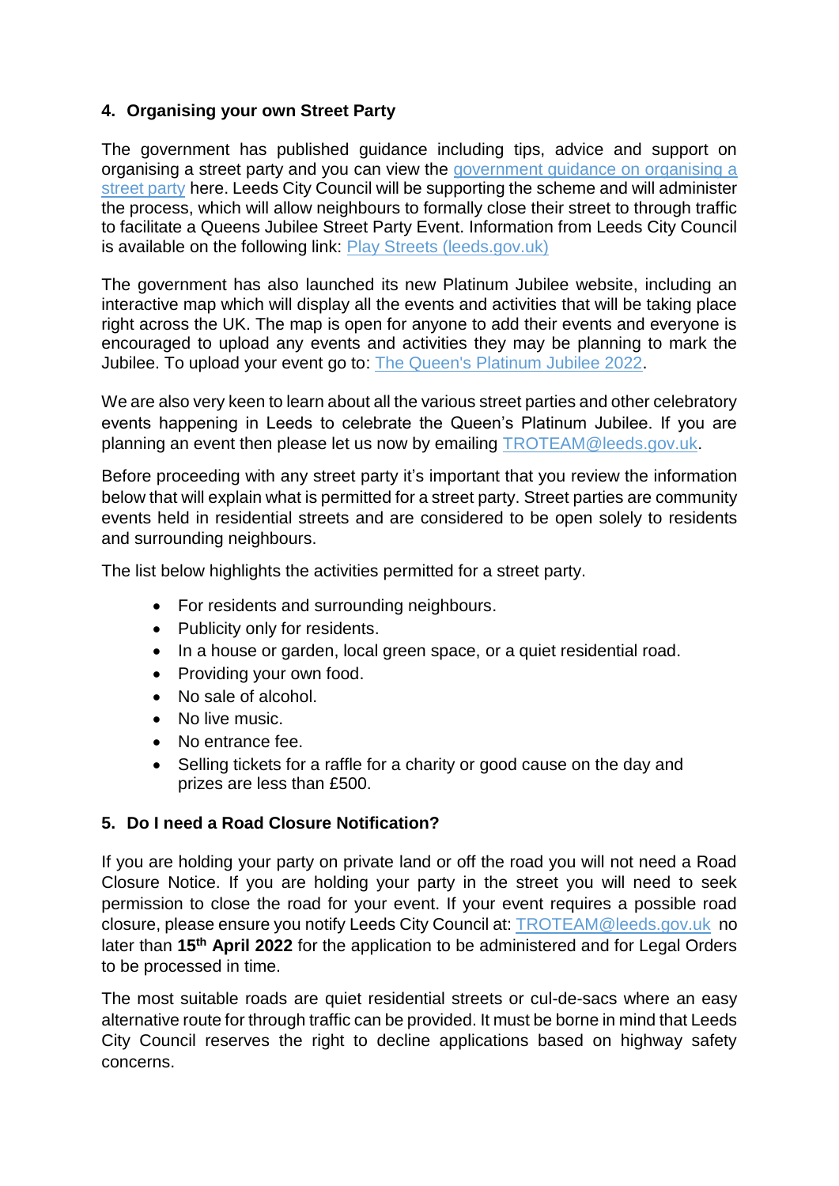## 4. Organising your own Street Party

The government has published guidance including tips, advice and support on organising a street party and you can view the government guidance on organising a street party here. Leeds City Council will be supporting the scheme and will administer the process, which will allow neighbours to formally close their street to through traffic to facilitate a Queens Jubilee Street Party Event. Information from Leeds City Council is available on the following link: Play Streets (leeds.gov.uk)

The government has also launched its new Platinum Jubilee website, including an interactive map which will display all the events and activities that will be taking place right across the UK. The map is open for anyone to add their events and everyone is encouraged to upload any events and activities they may be planning to mark the Jubilee. To upload your event go to: The Queen's Platinum Jubilee 2022.

We are also very keen to learn about all the various street parties and other celebratory events happening in Leeds to celebrate the Queen's Platinum Jubilee. If you are planning an event then please let us now by emailing TROTEAM@leeds.gov.uk.

Before proceeding with any street party it's important that you review the information below that will explain what is permitted for a street party. Street parties are community events held in residential streets and are considered to be open solely to residents and surrounding neighbours.

The list below highlights the activities permitted for a street party.

- For residents and surrounding neighbours.
- Publicity only for residents.
- In a house or garden, local green space, or a quiet residential road.
- Providing your own food.
- No sale of alcohol.
- No live music.
- No entrance fee.
- Selling tickets for a raffle for a charity or good cause on the day and prizes are less than £500.

## 5. Do I need a Road Closure Notification?

If you are holding your party on private land or off the road you will not need a Road Closure Notice. If you are holding your party in the street you will need to seek permission to close the road for your event. If your event requires a possible road closure, please ensure you notify Leeds City Council at: TROTEAM@leeds.gov.uk no later than **15th April 2022** for the application to be administered and for Legal Orders to be processed in time.

The most suitable roads are quiet residential streets or cul-de-sacs where an easy alternative route for through traffic can be provided. It must be borne in mind that Leeds City Council reserves the right to decline applications based on highway safety concerns.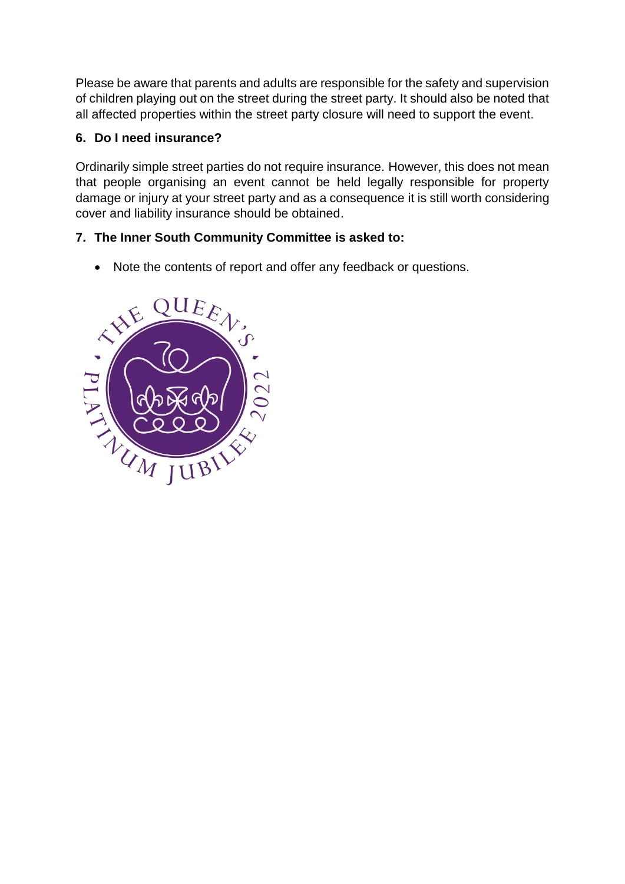Please be aware that parents and adults are responsible for the safety and supervision of children playing out on the street during the street party. It should also be noted that all affected properties within the street party closure will need to support the event.

### 6. Do I need insurance?

Ordinarily simple street parties do not require insurance. However, this does not mean that people organising an event cannot be held legally responsible for property damage or injury at your street party and as a consequence it is still worth considering cover and liability insurance should be obtained.

### 7. The Inner South Community Committee is asked to:

- Note the contents of report and offer any feedback or questions.